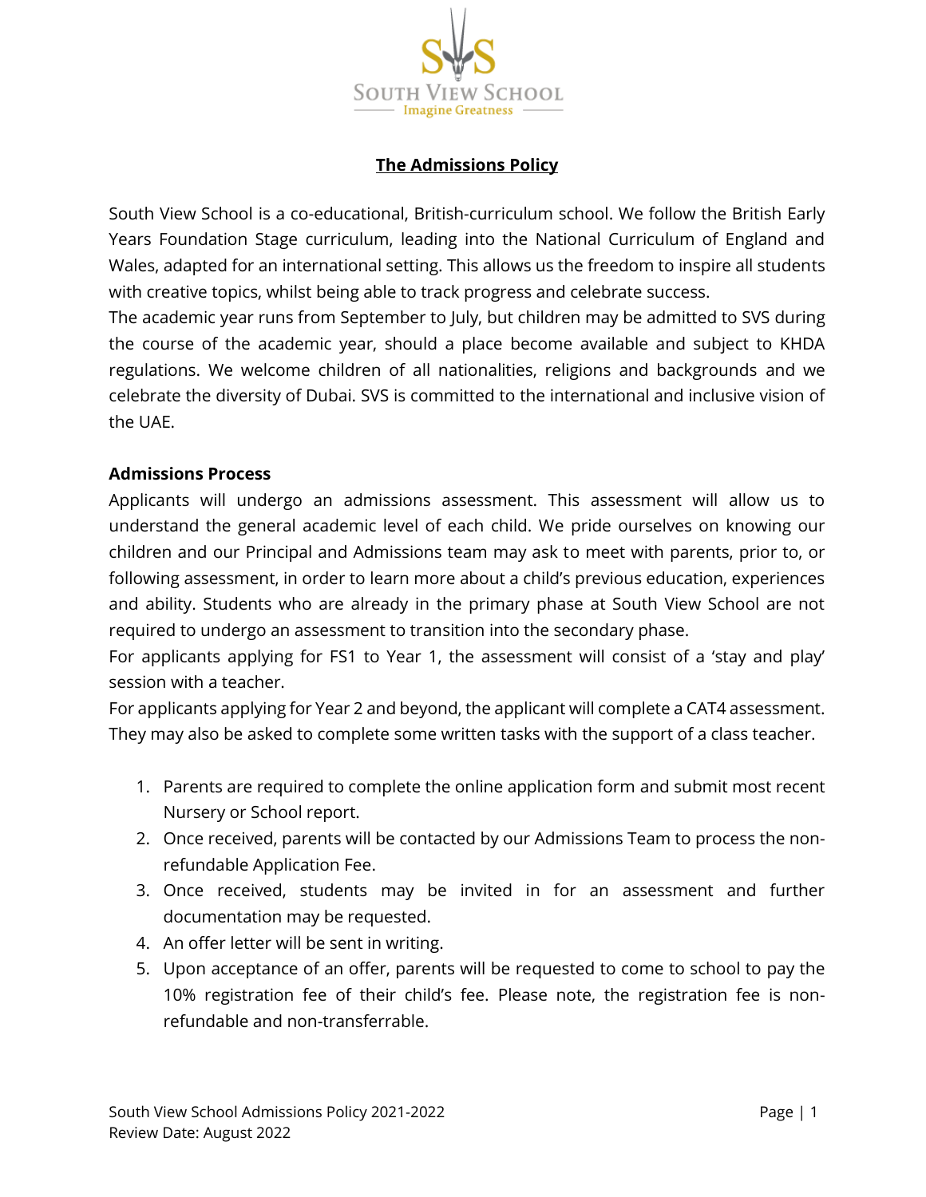# The Admissions Policy

South View School is a co-educational, British-curriculum school. We follow the British Early Years Foundation Stage curriculum, leading into the National Curriculum of England and Wales, adapted for an international setting. This allows us the freedom to inspire all students with creative topics, whilst being able to track progress and celebrate success.

The academic year runs from September to July, but children may be admitted to SVS during the course of the academic year, should a place become available and subject to KHDA regulations. We welcome children of all nationalities, religions and backgrounds and we celebrate the diversity of Dubai. SVS is committed to the international and inclusive vision of the UAE.

## Admissions Process

Applicants will undergo an admissions assessment. This assessment will allow us to understand the general academic level of each child. We pride ourselves on knowing our children and our Principal and Admissions team may ask to meet with parents, prior to, or following assessment, in order to learn more about a child's previous education, experiences and ability. Students who are already in the primary phase at South View School are not required to undergo an assessment to transition into the secondary phase.

For applicants applying for FS1 to Year 1, the assessment will consist of a 'stay and play' session with a teacher.

For applicants applying for Year 2 and beyond, the applicant will complete a CAT4 assessment. They may also be asked to complete some written tasks with the support of a class teacher.

1. Parents are required to complete the online application form and submit most recent Nursery or School report.
2. Once received, parents will be contacted by our Admissions Team to process the non-refundable Application Fee.
3. Once received, students may be invited in for an assessment and further documentation may be requested.
4. An offer letter will be sent in writing.
5. Upon acceptance of an offer, parents will be requested to come to school to pay the 10% registration fee of their child's fee. Please note, the registration fee is non-refundable and non-transferrable.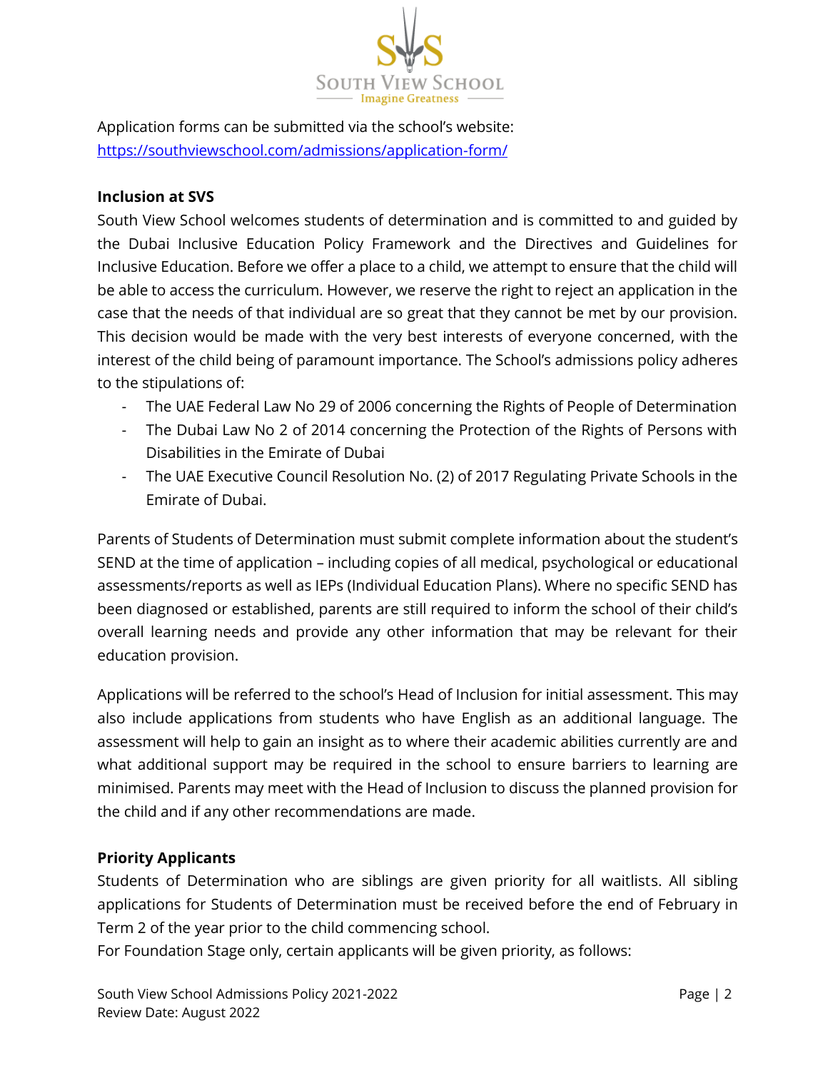Application forms can be submitted via the school's website: [https://southviewschool.com/admissions/application-form/](https://southviewschool.com/admissions/application-form/)

**Inclusion at SVS**

South View School welcomes students of determination and is committed to and guided by the Dubai Inclusive Education Policy Framework and the Directives and Guidelines for Inclusive Education. Before we offer a place to a child, we attempt to ensure that the child will be able to access the curriculum. However, we reserve the right to reject an application in the case that the needs of that individual are so great that they cannot be met by our provision. This decision would be made with the very best interests of everyone concerned, with the interest of the child being of paramount importance. The School's admissions policy adheres to the stipulations of:

- The UAE Federal Law No 29 of 2006 concerning the Rights of People of Determination
- The Dubai Law No 2 of 2014 concerning the Protection of the Rights of Persons with Disabilities in the Emirate of Dubai
- The UAE Executive Council Resolution No. (2) of 2017 Regulating Private Schools in the Emirate of Dubai.

Parents of Students of Determination must submit complete information about the student's SEND at the time of application – including copies of all medical, psychological or educational assessments/reports as well as IEPs (Individual Education Plans). Where no specific SEND has been diagnosed or established, parents are still required to inform the school of their child's overall learning needs and provide any other information that may be relevant for their education provision.

Applications will be referred to the school's Head of Inclusion for initial assessment. This may also include applications from students who have English as an additional language. The assessment will help to gain an insight as to where their academic abilities currently are and what additional support may be required in the school to ensure barriers to learning are minimised. Parents may meet with the Head of Inclusion to discuss the planned provision for the child and if any other recommendations are made.

**Priority Applicants**

Students of Determination who are siblings are given priority for all waitlists. All sibling applications for Students of Determination must be received before the end of February in Term 2 of the year prior to the child commencing school.

For Foundation Stage only, certain applicants will be given priority, as follows: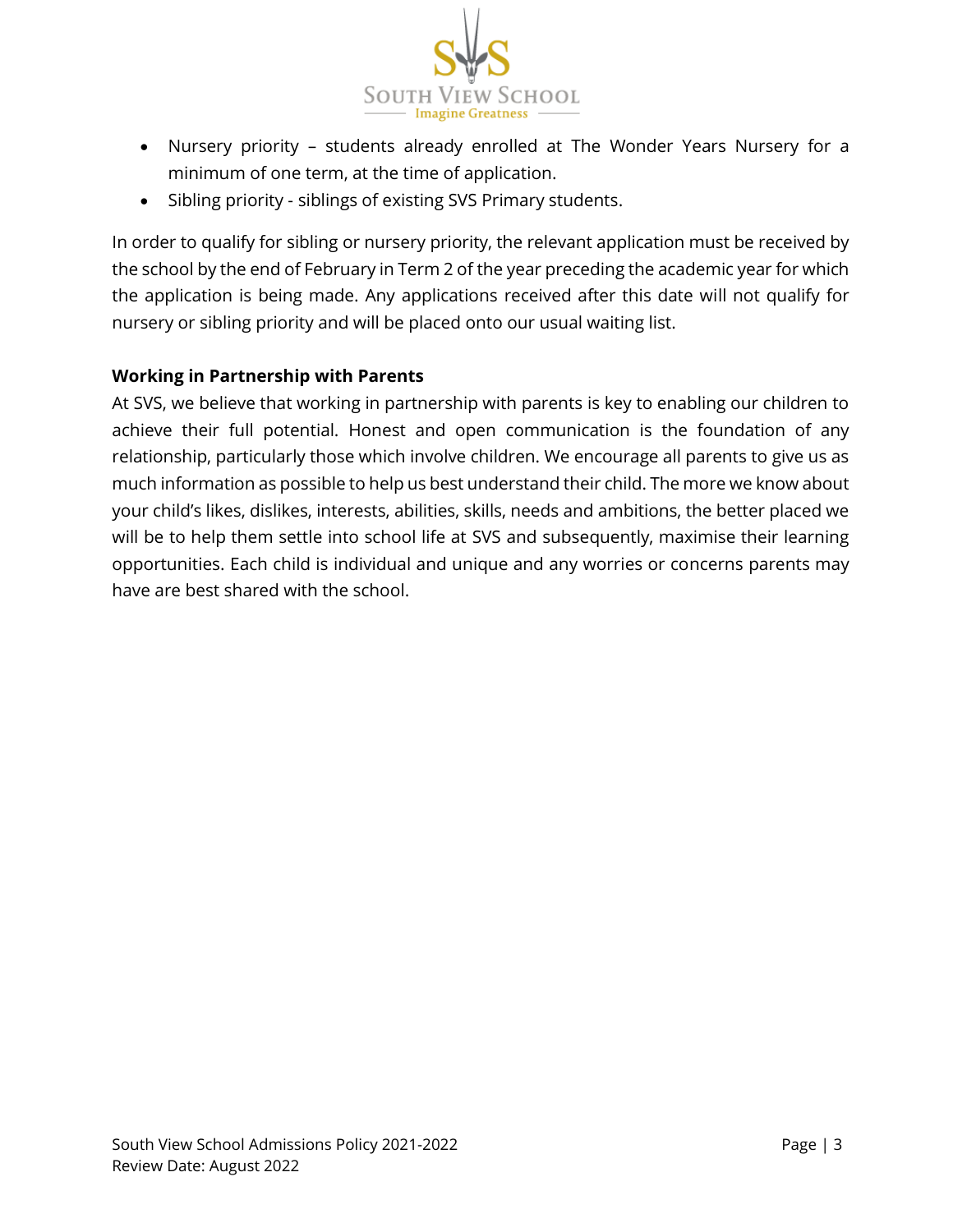- Nursery priority – students already enrolled at The Wonder Years Nursery for a minimum of one term, at the time of application.
- Sibling priority - siblings of existing SVS Primary students.

In order to qualify for sibling or nursery priority, the relevant application must be received by the school by the end of February in Term 2 of the year preceding the academic year for which the application is being made. Any applications received after this date will not qualify for nursery or sibling priority and will be placed onto our usual waiting list.

**Working in Partnership with Parents**

At SVS, we believe that working in partnership with parents is key to enabling our children to achieve their full potential. Honest and open communication is the foundation of any relationship, particularly those which involve children. We encourage all parents to give us as much information as possible to help us best understand their child. The more we know about your child's likes, dislikes, interests, abilities, skills, needs and ambitions, the better placed we will be to help them settle into school life at SVS and subsequently, maximise their learning opportunities. Each child is individual and unique and any worries or concerns parents may have are best shared with the school.